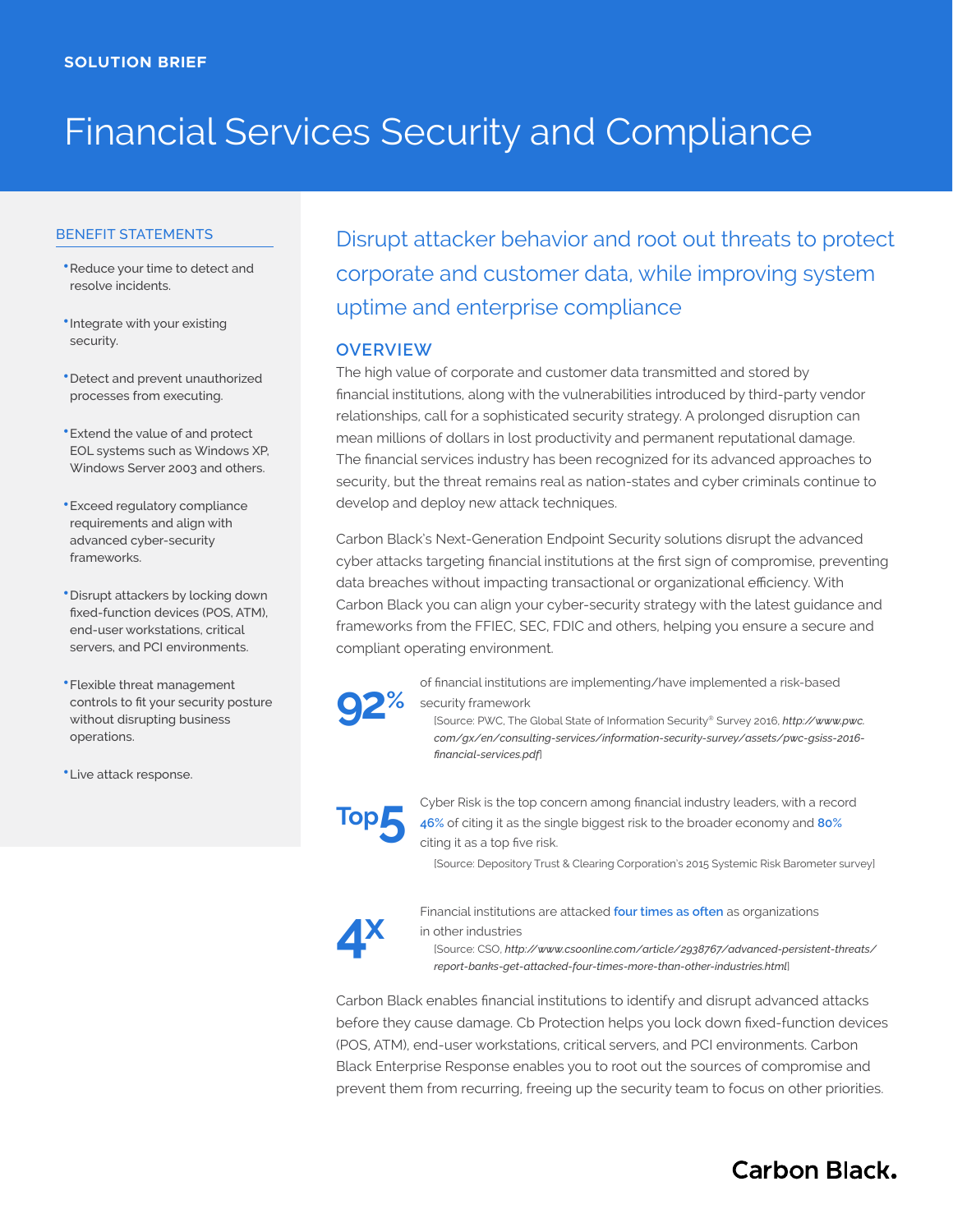SOLUTION BRIEF

# Financial Services Security and Compliance

## BENEFIT STATEMENTS

- Reduce your time to detect and resolve incidents.
- Integrate with your existing security.
- Detect and prevent unauthorized processes from executing.
- Extend the value of and protect EOL systems such as Windows XP, Windows Server 2003 and others.
- Exceed regulatory compliance requirements and align with advanced cyber-security frameworks.
- Disrupt attackers by locking down fixed-function devices (POS, ATM), end-user workstations, critical servers, and PCI environments.
- Flexible threat management controls to fit your security posture without disrupting business operations.
- Live attack response.

## Disrupt attacker behavior and root out threats to protect corporate and customer data, while improving system uptime and enterprise compliance

### OVERVIEW

The high value of corporate and customer data transmitted and stored by financial institutions, along with the vulnerabilities introduced by third-party vendor relationships, call for a sophisticated security strategy. A prolonged disruption can mean millions of dollars in lost productivity and permanent reputational damage. The financial services industry has been recognized for its advanced approaches to security, but the threat remains real as nation-states and cyber criminals continue to develop and deploy new attack techniques.

Carbon Black's Next-Generation Endpoint Security solutions disrupt the advanced cyber attacks targeting financial institutions at the first sign of compromise, preventing data breaches without impacting transactional or organizational efficiency. With Carbon Black you can align your cyber-security strategy with the latest guidance and frameworks from the FFIEC, SEC, FDIC and others, helping you ensure a secure and compliant operating environment.

**92%** of financial institutions are implementing/have implemented a risk-based security framework
[Source: PWC, The Global State of Information Security® Survey 2016, *http://www.pwc.com/gx/en/consulting-services/information-security-survey/assets/pwc-gsiss-2016-financial-services.pdf*]

**Top 5** Cyber Risk is the top concern among financial industry leaders, with a record **46%** of citing it as the single biggest risk to the broader economy and **80%** citing it as a top five risk.
[Source: Depository Trust & Clearing Corporation's 2015 Systemic Risk Barometer survey]

**4x** Financial institutions are attacked **four times as often** as organizations in other industries
[Source: CSO, *http://www.csoonline.com/article/2938767/advanced-persistent-threats/report-banks-get-attacked-four-times-more-than-other-industries.html*]

Carbon Black enables financial institutions to identify and disrupt advanced attacks before they cause damage. Cb Protection helps you lock down fixed-function devices (POS, ATM), end-user workstations, critical servers, and PCI environments. Carbon Black Enterprise Response enables you to root out the sources of compromise and prevent them from recurring, freeing up the security team to focus on other priorities.

Carbon Black.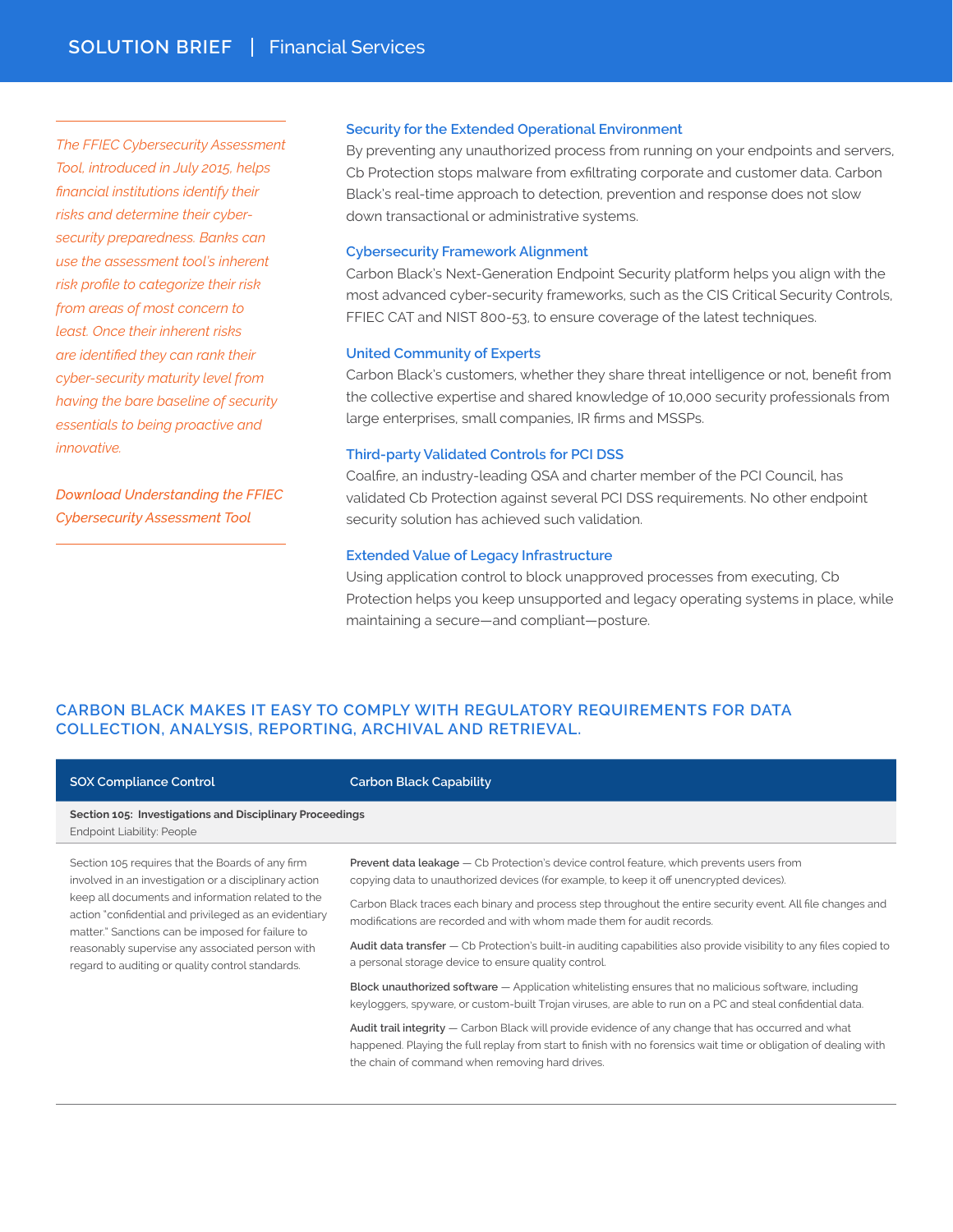*The FFIEC Cybersecurity Assessment Tool, introduced in July 2015, helps financial institutions identify their risks and determine their cyber-security preparedness. Banks can use the assessment tool's inherent risk profile to categorize their risk from areas of most concern to least. Once their inherent risks are identified they can rank their cyber-security maturity level from having the bare baseline of security essentials to being proactive and innovative.*

*Download Understanding the FFIEC Cybersecurity Assessment Tool*

### Security for the Extended Operational Environment

By preventing any unauthorized process from running on your endpoints and servers, Cb Protection stops malware from exfiltrating corporate and customer data. Carbon Black's real-time approach to detection, prevention and response does not slow down transactional or administrative systems.

### Cybersecurity Framework Alignment

Carbon Black's Next-Generation Endpoint Security platform helps you align with the most advanced cyber-security frameworks, such as the CIS Critical Security Controls, FFIEC CAT and NIST 800-53, to ensure coverage of the latest techniques.

### United Community of Experts

Carbon Black's customers, whether they share threat intelligence or not, benefit from the collective expertise and shared knowledge of 10,000 security professionals from large enterprises, small companies, IR firms and MSSPs.

### Third-party Validated Controls for PCI DSS

Coalfire, an industry-leading QSA and charter member of the PCI Council, has validated Cb Protection against several PCI DSS requirements. No other endpoint security solution has achieved such validation.

### Extended Value of Legacy Infrastructure

Using application control to block unapproved processes from executing, Cb Protection helps you keep unsupported and legacy operating systems in place, while maintaining a secure—and compliant—posture.

## CARBON BLACK MAKES IT EASY TO COMPLY WITH REGULATORY REQUIREMENTS FOR DATA COLLECTION, ANALYSIS, REPORTING, ARCHIVAL AND RETRIEVAL.

| SOX Compliance Control | Carbon Black Capability |
|---|---|
| **Section 105: Investigations and Disciplinary Proceedings**<br>Endpoint Liability: People | |
| Section 105 requires that the Boards of any firm involved in an investigation or a disciplinary action keep all documents and information related to the action "confidential and privileged as an evidentiary matter." Sanctions can be imposed for failure to reasonably supervise any associated person with regard to auditing or quality control standards. | **Prevent data leakage** — Cb Protection's device control feature, which prevents users from copying data to unauthorized devices (for example, to keep it off unencrypted devices).<br><br>Carbon Black traces each binary and process step throughout the entire security event. All file changes and modifications are recorded and with whom made them for audit records.<br><br>**Audit data transfer** — Cb Protection's built-in auditing capabilities also provide visibility to any files copied to a personal storage device to ensure quality control.<br><br>**Block unauthorized software** — Application whitelisting ensures that no malicious software, including keyloggers, spyware, or custom-built Trojan viruses, are able to run on a PC and steal confidential data.<br><br>**Audit trail integrity** — Carbon Black will provide evidence of any change that has occurred and what happened. Playing the full replay from start to finish with no forensics wait time or obligation of dealing with the chain of command when removing hard drives. |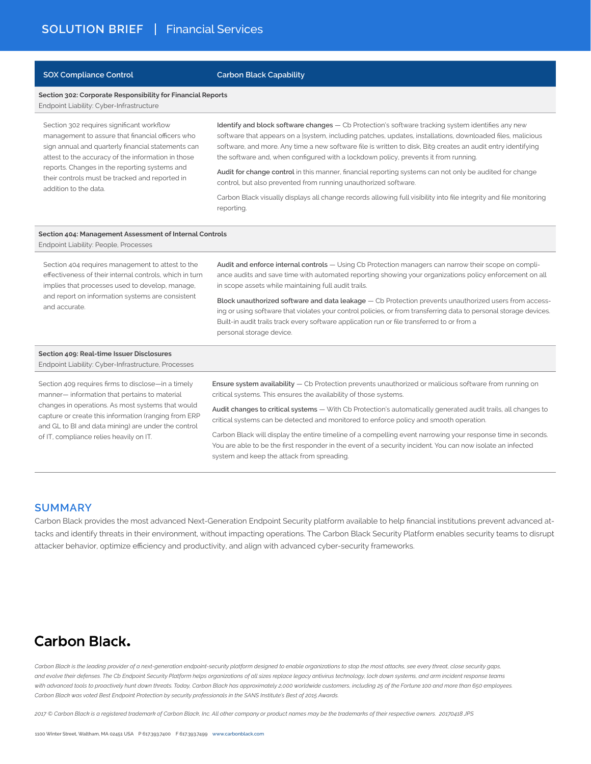| SOX Compliance Control | Carbon Black Capability |
|---|---|
| **Section 302: Corporate Responsibility for Financial Reports**<br>Endpoint Liability: Cyber-Infrastructure | |
| Section 302 requires significant workflow management to assure that financial officers who sign annual and quarterly financial statements can attest to the accuracy of the information in those reports. Changes in the reporting systems and their controls must be tracked and reported in addition to the data. | **Identify and block software changes** — Cb Protection's software tracking system identifies any new software that appears on a \|system, including patches, updates, installations, downloaded files, malicious software, and more. Any time a new software file is written to disk, Bit9 creates an audit entry identifying the software and, when configured with a lockdown policy, prevents it from running.<br><br>**Audit for change control** in this manner, financial reporting systems can not only be audited for change control, but also prevented from running unauthorized software.<br><br>Carbon Black visually displays all change records allowing full visibility into file integrity and file monitoring reporting. |
| **Section 404: Management Assessment of Internal Controls**<br>Endpoint Liability: People, Processes | |
| Section 404 requires management to attest to the effectiveness of their internal controls, which in turn implies that processes used to develop, manage, and report on information systems are consistent and accurate. | **Audit and enforce internal controls** — Using Cb Protection managers can narrow their scope on compliance audits and save time with automated reporting showing your organizations policy enforcement on all in scope assets while maintaining full audit trails.<br><br>**Block unauthorized software and data leakage** — Cb Protection prevents unauthorized users from accessing or using software that violates your control policies, or from transferring data to personal storage devices. Built-in audit trails track every software application run or file transferred to or from a personal storage device. |
| **Section 409: Real-time Issuer Disclosures**<br>Endpoint Liability: Cyber-Infrastructure, Processes | |
| Section 409 requires firms to disclose—in a timely manner— information that pertains to material changes in operations. As most systems that would capture or create this information (ranging from ERP and GL to BI and data mining) are under the control of IT, compliance relies heavily on IT. | **Ensure system availability** — Cb Protection prevents unauthorized or malicious software from running on critical systems. This ensures the availability of those systems.<br><br>**Audit changes to critical systems** — With Cb Protection's automatically generated audit trails, all changes to critical systems can be detected and monitored to enforce policy and smooth operation.<br><br>Carbon Black will display the entire timeline of a compelling event narrowing your response time in seconds. You are able to be the first responder in the event of a security incident. You can now isolate an infected system and keep the attack from spreading. |

## SUMMARY

Carbon Black provides the most advanced Next-Generation Endpoint Security platform available to help financial institutions prevent advanced attacks and identify threats in their environment, without impacting operations. The Carbon Black Security Platform enables security teams to disrupt attacker behavior, optimize efficiency and productivity, and align with advanced cyber-security frameworks.

**Carbon Black.**

*Carbon Black is the leading provider of a next-generation endpoint-security platform designed to enable organizations to stop the most attacks, see every threat, close security gaps, and evolve their defenses. The Cb Endpoint Security Platform helps organizations of all sizes replace legacy antivirus technology, lock down systems, and arm incident response teams with advanced tools to proactively hunt down threats. Today, Carbon Black has approximately 2,000 worldwide customers, including 25 of the Fortune 100 and more than 650 employees. Carbon Black was voted Best Endpoint Protection by security professionals in the SANS Institute's Best of 2015 Awards.*

*2017 © Carbon Black is a registered trademark of Carbon Black, Inc. All other company or product names may be the trademarks of their respective owners. 20170418 JPS*

1100 Winter Street, Waltham, MA 02451 USA P 617.393.7400 F 617.393.7499 www.carbonblack.com